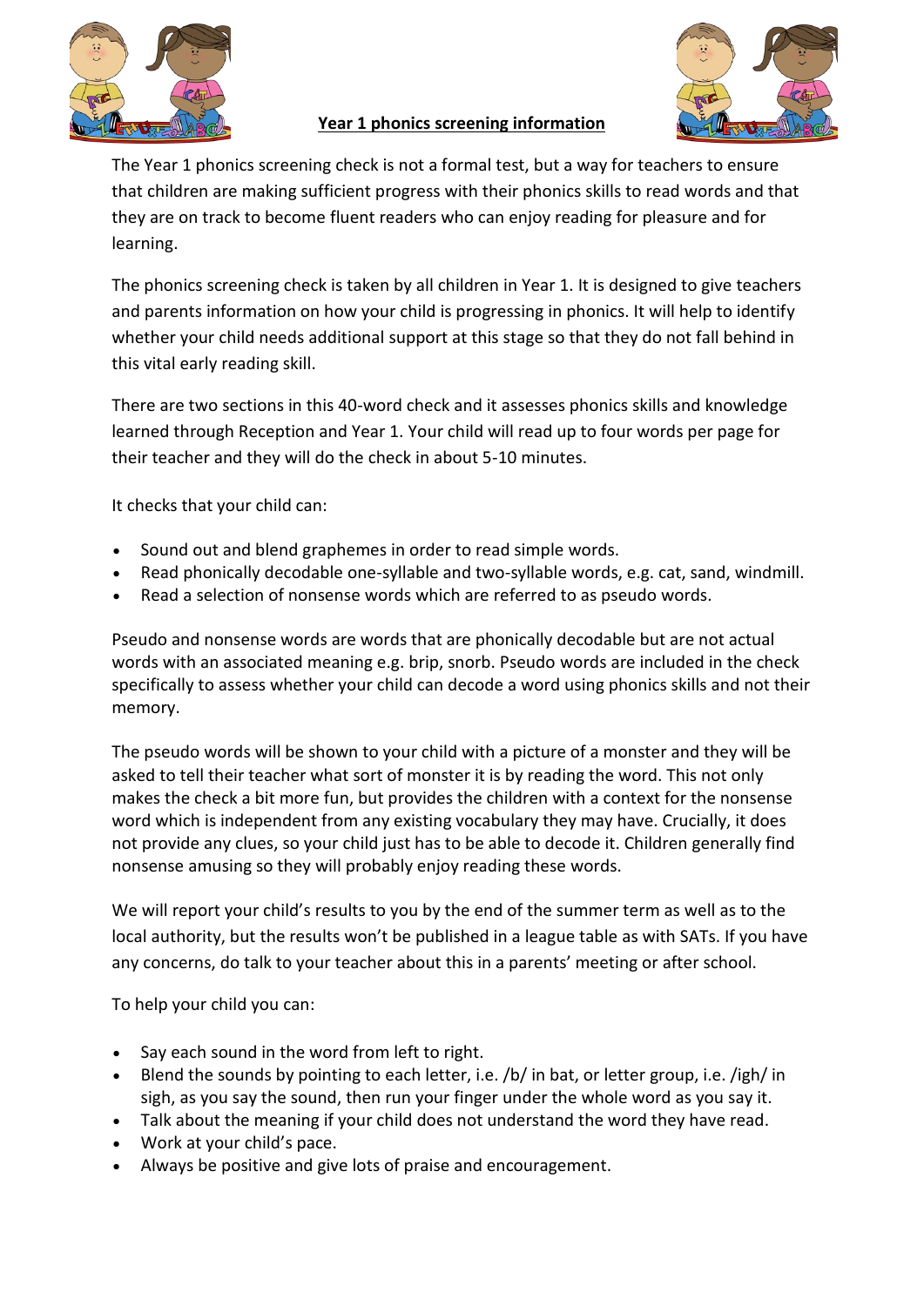# Year 1 phonics screening information

The Year 1 phonics screening check is not a formal test, but a way for teachers to ensure that children are making sufficient progress with their phonics skills to read words and that they are on track to become fluent readers who can enjoy reading for pleasure and for learning.

The phonics screening check is taken by all children in Year 1. It is designed to give teachers and parents information on how your child is progressing in phonics. It will help to identify whether your child needs additional support at this stage so that they do not fall behind in this vital early reading skill.

There are two sections in this 40-word check and it assesses phonics skills and knowledge learned through Reception and Year 1. Your child will read up to four words per page for their teacher and they will do the check in about 5-10 minutes.

It checks that your child can:

- Sound out and blend graphemes in order to read simple words.
- Read phonically decodable one-syllable and two-syllable words, e.g. cat, sand, windmill.
- Read a selection of nonsense words which are referred to as pseudo words.

Pseudo and nonsense words are words that are phonically decodable but are not actual words with an associated meaning e.g. brip, snorb. Pseudo words are included in the check specifically to assess whether your child can decode a word using phonics skills and not their memory.

The pseudo words will be shown to your child with a picture of a monster and they will be asked to tell their teacher what sort of monster it is by reading the word. This not only makes the check a bit more fun, but provides the children with a context for the nonsense word which is independent from any existing vocabulary they may have. Crucially, it does not provide any clues, so your child just has to be able to decode it. Children generally find nonsense amusing so they will probably enjoy reading these words.

We will report your child's results to you by the end of the summer term as well as to the local authority, but the results won't be published in a league table as with SATs. If you have any concerns, do talk to your teacher about this in a parents' meeting or after school.

To help your child you can:

- Say each sound in the word from left to right.
- Blend the sounds by pointing to each letter, i.e. /b/ in bat, or letter group, i.e. /igh/ in sigh, as you say the sound, then run your finger under the whole word as you say it.
- Talk about the meaning if your child does not understand the word they have read.
- Work at your child's pace.
- Always be positive and give lots of praise and encouragement.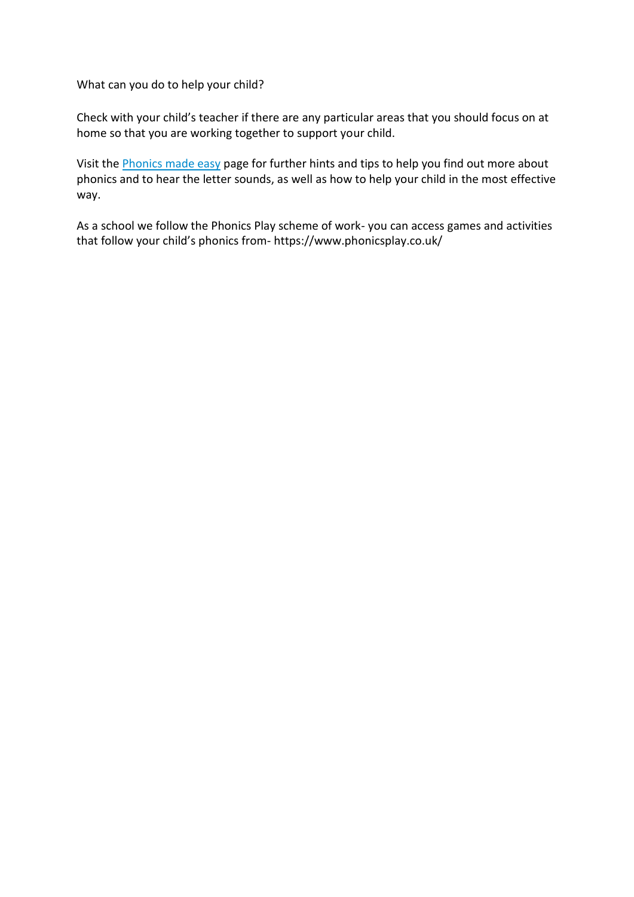What can you do to help your child?

Check with your child's teacher if there are any particular areas that you should focus on at home so that you are working together to support your child.

Visit the Phonics made easy page for further hints and tips to help you find out more about phonics and to hear the letter sounds, as well as how to help your child in the most effective way.

As a school we follow the Phonics Play scheme of work- you can access games and activities that follow your child's phonics from- https://www.phonicsplay.co.uk/